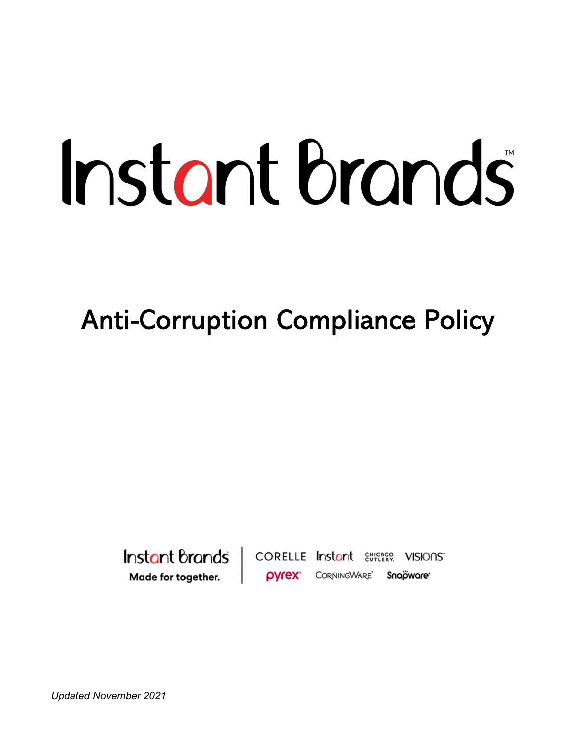# Instant Brands™

## Anti-Corruption Compliance Policy

Instant Brands
Made for together.

CORELLE Instant CHICAGO CUTLERY VISIONS
pyrex CORNINGWARE Snapware

*Updated November 2021*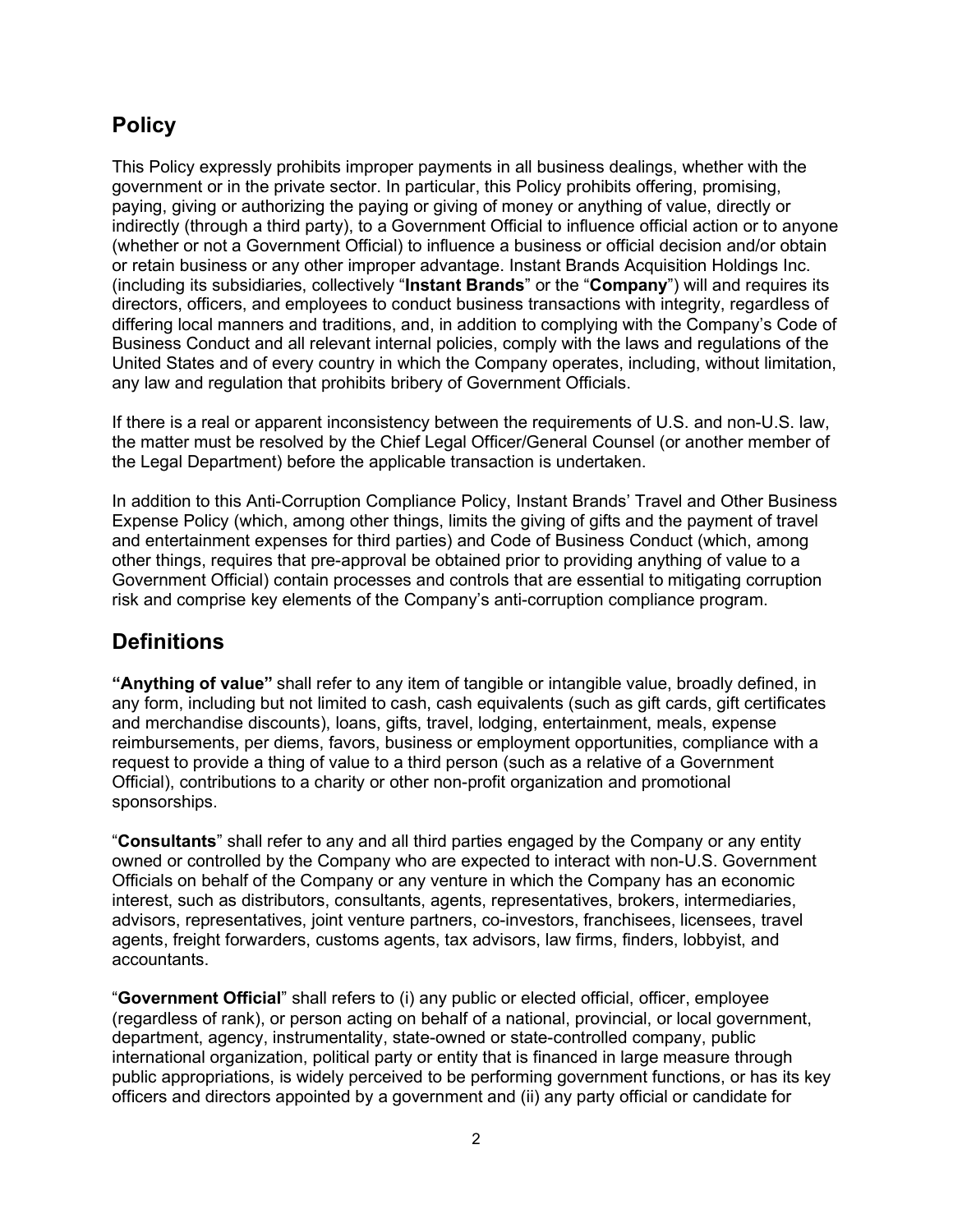## Policy

This Policy expressly prohibits improper payments in all business dealings, whether with the government or in the private sector. In particular, this Policy prohibits offering, promising, paying, giving or authorizing the paying or giving of money or anything of value, directly or indirectly (through a third party), to a Government Official to influence official action or to anyone (whether or not a Government Official) to influence a business or official decision and/or obtain or retain business or any other improper advantage. Instant Brands Acquisition Holdings Inc. (including its subsidiaries, collectively "**Instant Brands**" or the "**Company**") will and requires its directors, officers, and employees to conduct business transactions with integrity, regardless of differing local manners and traditions, and, in addition to complying with the Company's Code of Business Conduct and all relevant internal policies, comply with the laws and regulations of the United States and of every country in which the Company operates, including, without limitation, any law and regulation that prohibits bribery of Government Officials.

If there is a real or apparent inconsistency between the requirements of U.S. and non-U.S. law, the matter must be resolved by the Chief Legal Officer/General Counsel (or another member of the Legal Department) before the applicable transaction is undertaken.

In addition to this Anti-Corruption Compliance Policy, Instant Brands' Travel and Other Business Expense Policy (which, among other things, limits the giving of gifts and the payment of travel and entertainment expenses for third parties) and Code of Business Conduct (which, among other things, requires that pre-approval be obtained prior to providing anything of value to a Government Official) contain processes and controls that are essential to mitigating corruption risk and comprise key elements of the Company's anti-corruption compliance program.

## Definitions

**"Anything of value"** shall refer to any item of tangible or intangible value, broadly defined, in any form, including but not limited to cash, cash equivalents (such as gift cards, gift certificates and merchandise discounts), loans, gifts, travel, lodging, entertainment, meals, expense reimbursements, per diems, favors, business or employment opportunities, compliance with a request to provide a thing of value to a third person (such as a relative of a Government Official), contributions to a charity or other non-profit organization and promotional sponsorships.

"**Consultants**" shall refer to any and all third parties engaged by the Company or any entity owned or controlled by the Company who are expected to interact with non-U.S. Government Officials on behalf of the Company or any venture in which the Company has an economic interest, such as distributors, consultants, agents, representatives, brokers, intermediaries, advisors, representatives, joint venture partners, co-investors, franchisees, licensees, travel agents, freight forwarders, customs agents, tax advisors, law firms, finders, lobbyist, and accountants.

"**Government Official**" shall refers to (i) any public or elected official, officer, employee (regardless of rank), or person acting on behalf of a national, provincial, or local government, department, agency, instrumentality, state-owned or state-controlled company, public international organization, political party or entity that is financed in large measure through public appropriations, is widely perceived to be performing government functions, or has its key officers and directors appointed by a government and (ii) any party official or candidate for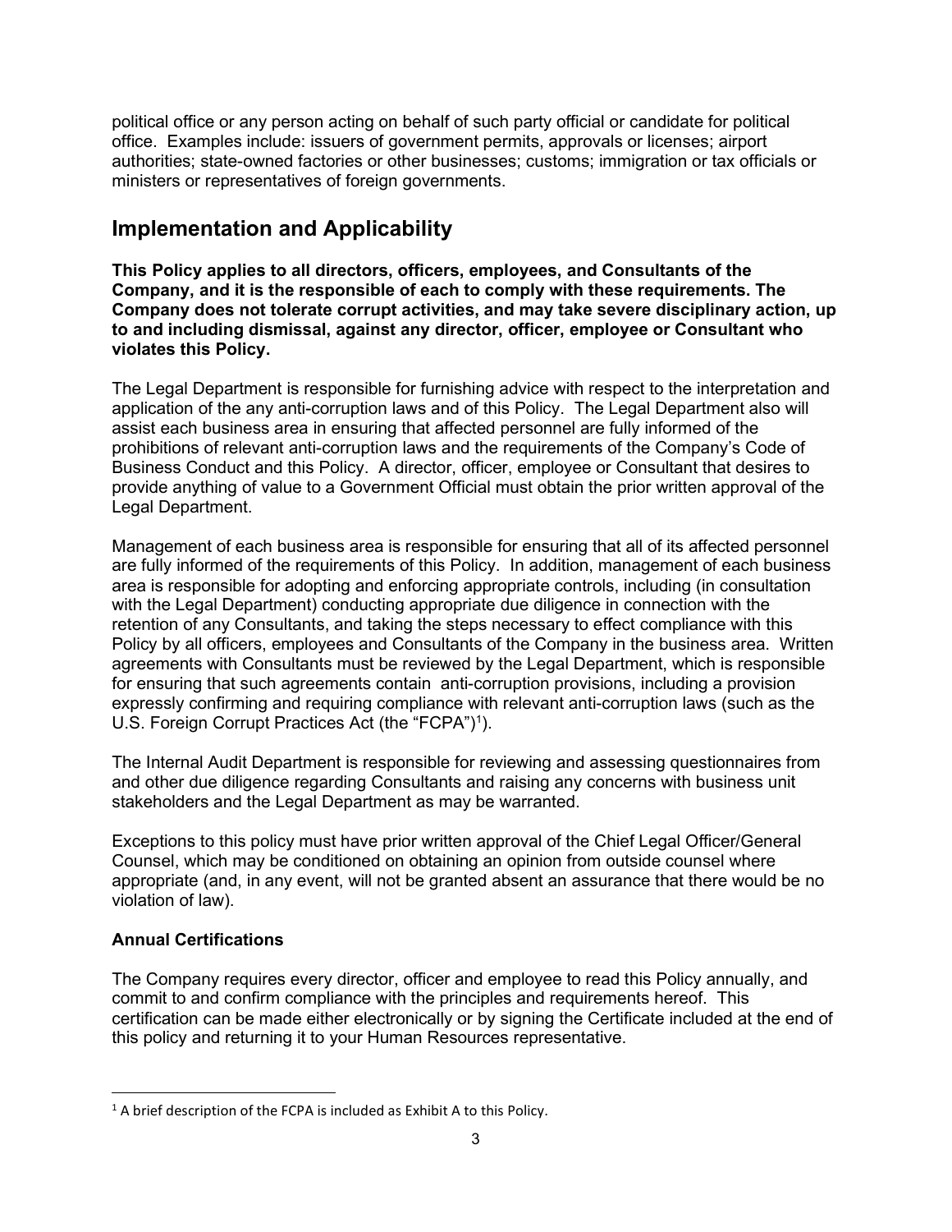political office or any person acting on behalf of such party official or candidate for political office. Examples include: issuers of government permits, approvals or licenses; airport authorities; state-owned factories or other businesses; customs; immigration or tax officials or ministers or representatives of foreign governments.

## Implementation and Applicability

**This Policy applies to all directors, officers, employees, and Consultants of the Company, and it is the responsible of each to comply with these requirements. The Company does not tolerate corrupt activities, and may take severe disciplinary action, up to and including dismissal, against any director, officer, employee or Consultant who violates this Policy.**

The Legal Department is responsible for furnishing advice with respect to the interpretation and application of the any anti-corruption laws and of this Policy. The Legal Department also will assist each business area in ensuring that affected personnel are fully informed of the prohibitions of relevant anti-corruption laws and the requirements of the Company's Code of Business Conduct and this Policy. A director, officer, employee or Consultant that desires to provide anything of value to a Government Official must obtain the prior written approval of the Legal Department.

Management of each business area is responsible for ensuring that all of its affected personnel are fully informed of the requirements of this Policy. In addition, management of each business area is responsible for adopting and enforcing appropriate controls, including (in consultation with the Legal Department) conducting appropriate due diligence in connection with the retention of any Consultants, and taking the steps necessary to effect compliance with this Policy by all officers, employees and Consultants of the Company in the business area. Written agreements with Consultants must be reviewed by the Legal Department, which is responsible for ensuring that such agreements contain anti-corruption provisions, including a provision expressly confirming and requiring compliance with relevant anti-corruption laws (such as the U.S. Foreign Corrupt Practices Act (the "FCPA")[1]).

The Internal Audit Department is responsible for reviewing and assessing questionnaires from and other due diligence regarding Consultants and raising any concerns with business unit stakeholders and the Legal Department as may be warranted.

Exceptions to this policy must have prior written approval of the Chief Legal Officer/General Counsel, which may be conditioned on obtaining an opinion from outside counsel where appropriate (and, in any event, will not be granted absent an assurance that there would be no violation of law).

### Annual Certifications

The Company requires every director, officer and employee to read this Policy annually, and commit to and confirm compliance with the principles and requirements hereof. This certification can be made either electronically or by signing the Certificate included at the end of this policy and returning it to your Human Resources representative.

---

[1] A brief description of the FCPA is included as Exhibit A to this Policy.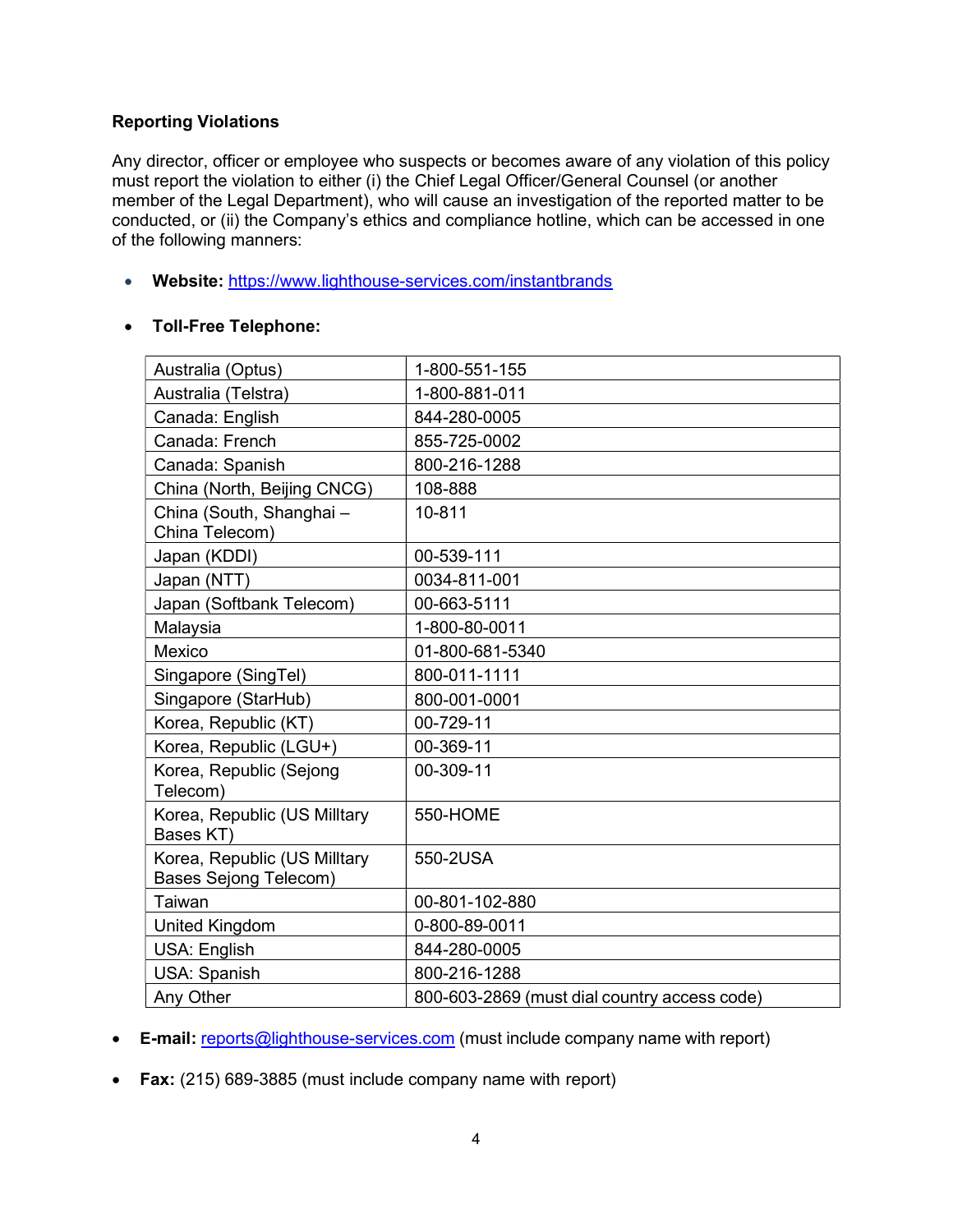**Reporting Violations**

Any director, officer or employee who suspects or becomes aware of any violation of this policy must report the violation to either (i) the Chief Legal Officer/General Counsel (or another member of the Legal Department), who will cause an investigation of the reported matter to be conducted, or (ii) the Company's ethics and compliance hotline, which can be accessed in one of the following manners:

- **Website:** https://www.lighthouse-services.com/instantbrands

- **Toll-Free Telephone:**

| | |
|---|---|
| Australia (Optus) | 1-800-551-155 |
| Australia (Telstra) | 1-800-881-011 |
| Canada: English | 844-280-0005 |
| Canada: French | 855-725-0002 |
| Canada: Spanish | 800-216-1288 |
| China (North, Beijing CNCG) | 108-888 |
| China (South, Shanghai – China Telecom) | 10-811 |
| Japan (KDDI) | 00-539-111 |
| Japan (NTT) | 0034-811-001 |
| Japan (Softbank Telecom) | 00-663-5111 |
| Malaysia | 1-800-80-0011 |
| Mexico | 01-800-681-5340 |
| Singapore (SingTel) | 800-011-1111 |
| Singapore (StarHub) | 800-001-0001 |
| Korea, Republic (KT) | 00-729-11 |
| Korea, Republic (LGU+) | 00-369-11 |
| Korea, Republic (Sejong Telecom) | 00-309-11 |
| Korea, Republic (US Milltary Bases KT) | 550-HOME |
| Korea, Republic (US Milltary Bases Sejong Telecom) | 550-2USA |
| Taiwan | 00-801-102-880 |
| United Kingdom | 0-800-89-0011 |
| USA: English | 844-280-0005 |
| USA: Spanish | 800-216-1288 |
| Any Other | 800-603-2869 (must dial country access code) |

- **E-mail:** reports@lighthouse-services.com (must include company name with report)

- **Fax:** (215) 689-3885 (must include company name with report)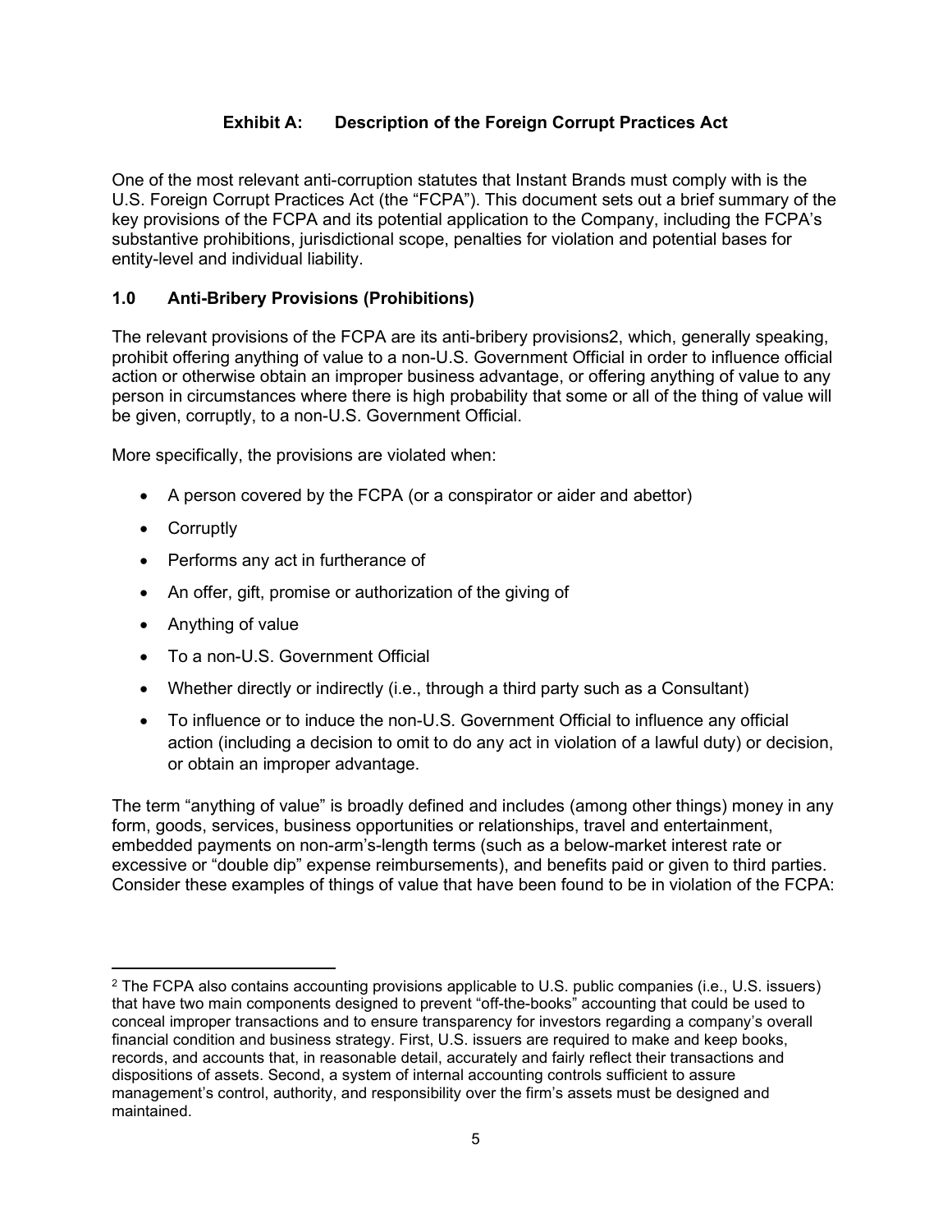## Exhibit A: Description of the Foreign Corrupt Practices Act

One of the most relevant anti-corruption statutes that Instant Brands must comply with is the U.S. Foreign Corrupt Practices Act (the "FCPA"). This document sets out a brief summary of the key provisions of the FCPA and its potential application to the Company, including the FCPA's substantive prohibitions, jurisdictional scope, penalties for violation and potential bases for entity-level and individual liability.

### 1.0 Anti-Bribery Provisions (Prohibitions)

The relevant provisions of the FCPA are its anti-bribery provisions[2], which, generally speaking, prohibit offering anything of value to a non-U.S. Government Official in order to influence official action or otherwise obtain an improper business advantage, or offering anything of value to any person in circumstances where there is high probability that some or all of the thing of value will be given, corruptly, to a non-U.S. Government Official.

More specifically, the provisions are violated when:

- A person covered by the FCPA (or a conspirator or aider and abettor)
- Corruptly
- Performs any act in furtherance of
- An offer, gift, promise or authorization of the giving of
- Anything of value
- To a non-U.S. Government Official
- Whether directly or indirectly (i.e., through a third party such as a Consultant)
- To influence or to induce the non-U.S. Government Official to influence any official action (including a decision to omit to do any act in violation of a lawful duty) or decision, or obtain an improper advantage.

The term "anything of value" is broadly defined and includes (among other things) money in any form, goods, services, business opportunities or relationships, travel and entertainment, embedded payments on non-arm's-length terms (such as a below-market interest rate or excessive or "double dip" expense reimbursements), and benefits paid or given to third parties. Consider these examples of things of value that have been found to be in violation of the FCPA:

---

[2] The FCPA also contains accounting provisions applicable to U.S. public companies (i.e., U.S. issuers) that have two main components designed to prevent "off-the-books" accounting that could be used to conceal improper transactions and to ensure transparency for investors regarding a company's overall financial condition and business strategy. First, U.S. issuers are required to make and keep books, records, and accounts that, in reasonable detail, accurately and fairly reflect their transactions and dispositions of assets. Second, a system of internal accounting controls sufficient to assure management's control, authority, and responsibility over the firm's assets must be designed and maintained.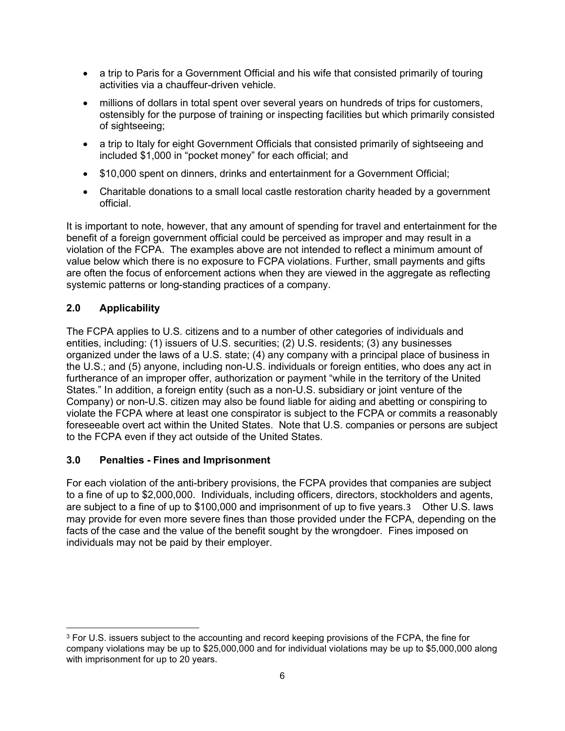- a trip to Paris for a Government Official and his wife that consisted primarily of touring activities via a chauffeur-driven vehicle.
- millions of dollars in total spent over several years on hundreds of trips for customers, ostensibly for the purpose of training or inspecting facilities but which primarily consisted of sightseeing;
- a trip to Italy for eight Government Officials that consisted primarily of sightseeing and included $1,000 in "pocket money" for each official; and
- $10,000 spent on dinners, drinks and entertainment for a Government Official;
- Charitable donations to a small local castle restoration charity headed by a government official.

It is important to note, however, that any amount of spending for travel and entertainment for the benefit of a foreign government official could be perceived as improper and may result in a violation of the FCPA. The examples above are not intended to reflect a minimum amount of value below which there is no exposure to FCPA violations. Further, small payments and gifts are often the focus of enforcement actions when they are viewed in the aggregate as reflecting systemic patterns or long-standing practices of a company.

## 2.0 Applicability

The FCPA applies to U.S. citizens and to a number of other categories of individuals and entities, including: (1) issuers of U.S. securities; (2) U.S. residents; (3) any businesses organized under the laws of a U.S. state; (4) any company with a principal place of business in the U.S.; and (5) anyone, including non-U.S. individuals or foreign entities, who does any act in furtherance of an improper offer, authorization or payment "while in the territory of the United States." In addition, a foreign entity (such as a non-U.S. subsidiary or joint venture of the Company) or non-U.S. citizen may also be found liable for aiding and abetting or conspiring to violate the FCPA where at least one conspirator is subject to the FCPA or commits a reasonably foreseeable overt act within the United States. Note that U.S. companies or persons are subject to the FCPA even if they act outside of the United States.

## 3.0 Penalties - Fines and Imprisonment

For each violation of the anti-bribery provisions, the FCPA provides that companies are subject to a fine of up to $2,000,000. Individuals, including officers, directors, stockholders and agents, are subject to a fine of up to $100,000 and imprisonment of up to five years.[3] Other U.S. laws may provide for even more severe fines than those provided under the FCPA, depending on the facts of the case and the value of the benefit sought by the wrongdoer. Fines imposed on individuals may not be paid by their employer.

---

[3] For U.S. issuers subject to the accounting and record keeping provisions of the FCPA, the fine for company violations may be up to $25,000,000 and for individual violations may be up to $5,000,000 along with imprisonment for up to 20 years.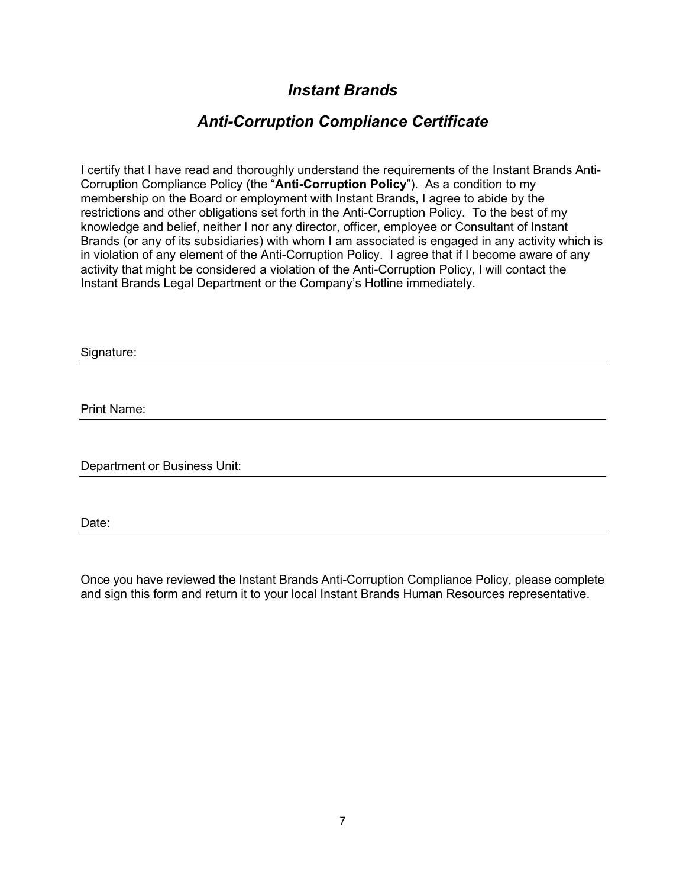## *Instant Brands*

## *Anti-Corruption Compliance Certificate*

I certify that I have read and thoroughly understand the requirements of the Instant Brands Anti-Corruption Compliance Policy (the "**Anti-Corruption Policy**"). As a condition to my membership on the Board or employment with Instant Brands, I agree to abide by the restrictions and other obligations set forth in the Anti-Corruption Policy. To the best of my knowledge and belief, neither I nor any director, officer, employee or Consultant of Instant Brands (or any of its subsidiaries) with whom I am associated is engaged in any activity which is in violation of any element of the Anti-Corruption Policy. I agree that if I become aware of any activity that might be considered a violation of the Anti-Corruption Policy, I will contact the Instant Brands Legal Department or the Company's Hotline immediately.

Signature: ______________________________________________

Print Name: ______________________________________________

Department or Business Unit: ______________________________________________

Date: ______________________________________________

Once you have reviewed the Instant Brands Anti-Corruption Compliance Policy, please complete and sign this form and return it to your local Instant Brands Human Resources representative.